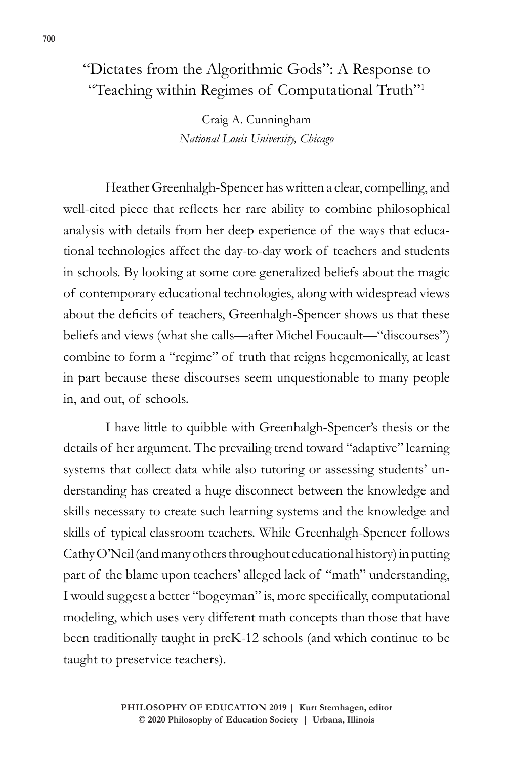# "Dictates from the Algorithmic Gods": A Response to "Teaching within Regimes of Computational Truth"[1]

Craig A. Cunningham
*National Louis University, Chicago*

Heather Greenhalgh-Spencer has written a clear, compelling, and well-cited piece that reflects her rare ability to combine philosophical analysis with details from her deep experience of the ways that educational technologies affect the day-to-day work of teachers and students in schools. By looking at some core generalized beliefs about the magic of contemporary educational technologies, along with widespread views about the deficits of teachers, Greenhalgh-Spencer shows us that these beliefs and views (what she calls—after Michel Foucault—"discourses") combine to form a "regime" of truth that reigns hegemonically, at least in part because these discourses seem unquestionable to many people in, and out, of schools.

I have little to quibble with Greenhalgh-Spencer's thesis or the details of her argument. The prevailing trend toward "adaptive" learning systems that collect data while also tutoring or assessing students' understanding has created a huge disconnect between the knowledge and skills necessary to create such learning systems and the knowledge and skills of typical classroom teachers. While Greenhalgh-Spencer follows Cathy O'Neil (and many others throughout educational history) in putting part of the blame upon teachers' alleged lack of "math" understanding, I would suggest a better "bogeyman" is, more specifically, computational modeling, which uses very different math concepts than those that have been traditionally taught in preK-12 schools (and which continue to be taught to preservice teachers).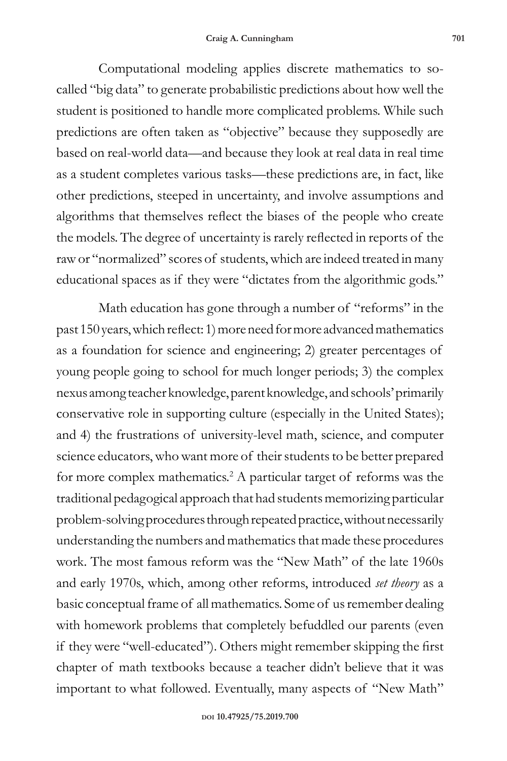Computational modeling applies discrete mathematics to so-called "big data" to generate probabilistic predictions about how well the student is positioned to handle more complicated problems. While such predictions are often taken as "objective" because they supposedly are based on real-world data—and because they look at real data in real time as a student completes various tasks—these predictions are, in fact, like other predictions, steeped in uncertainty, and involve assumptions and algorithms that themselves reflect the biases of the people who create the models. The degree of uncertainty is rarely reflected in reports of the raw or "normalized" scores of students, which are indeed treated in many educational spaces as if they were "dictates from the algorithmic gods."

Math education has gone through a number of "reforms" in the past 150 years, which reflect: 1) more need for more advanced mathematics as a foundation for science and engineering; 2) greater percentages of young people going to school for much longer periods; 3) the complex nexus among teacher knowledge, parent knowledge, and schools' primarily conservative role in supporting culture (especially in the United States); and 4) the frustrations of university-level math, science, and computer science educators, who want more of their students to be better prepared for more complex mathematics.[2] A particular target of reforms was the traditional pedagogical approach that had students memorizing particular problem-solving procedures through repeated practice, without necessarily understanding the numbers and mathematics that made these procedures work. The most famous reform was the "New Math" of the late 1960s and early 1970s, which, among other reforms, introduced *set theory* as a basic conceptual frame of all mathematics. Some of us remember dealing with homework problems that completely befuddled our parents (even if they were "well-educated"). Others might remember skipping the first chapter of math textbooks because a teacher didn't believe that it was important to what followed. Eventually, many aspects of "New Math"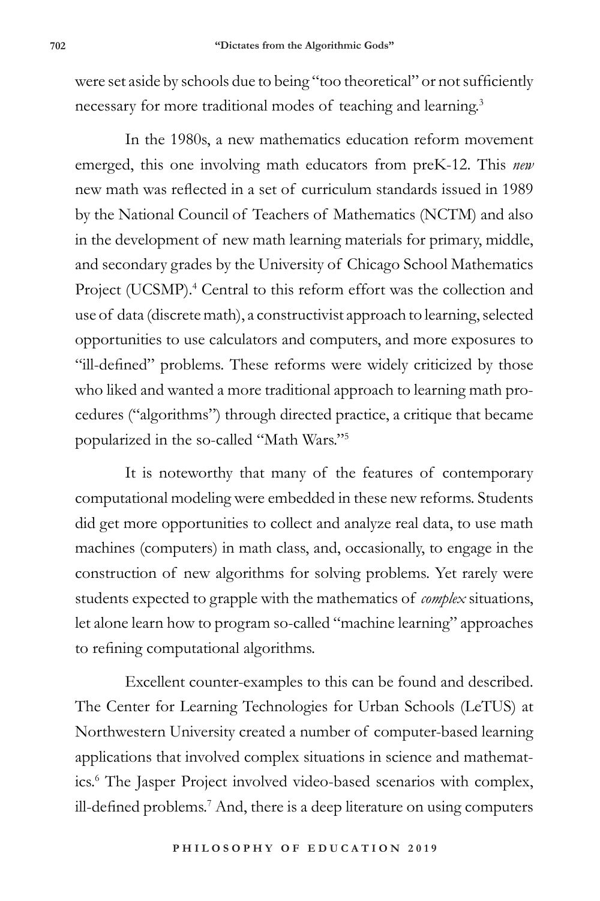were set aside by schools due to being "too theoretical" or not sufficiently necessary for more traditional modes of teaching and learning.[3]

In the 1980s, a new mathematics education reform movement emerged, this one involving math educators from preK-12. This *new* new math was reflected in a set of curriculum standards issued in 1989 by the National Council of Teachers of Mathematics (NCTM) and also in the development of new math learning materials for primary, middle, and secondary grades by the University of Chicago School Mathematics Project (UCSMP).[4] Central to this reform effort was the collection and use of data (discrete math), a constructivist approach to learning, selected opportunities to use calculators and computers, and more exposures to "ill-defined" problems. These reforms were widely criticized by those who liked and wanted a more traditional approach to learning math procedures ("algorithms") through directed practice, a critique that became popularized in the so-called "Math Wars."[5]

It is noteworthy that many of the features of contemporary computational modeling were embedded in these new reforms. Students did get more opportunities to collect and analyze real data, to use math machines (computers) in math class, and, occasionally, to engage in the construction of new algorithms for solving problems. Yet rarely were students expected to grapple with the mathematics of *complex* situations, let alone learn how to program so-called "machine learning" approaches to refining computational algorithms.

Excellent counter-examples to this can be found and described. The Center for Learning Technologies for Urban Schools (LeTUS) at Northwestern University created a number of computer-based learning applications that involved complex situations in science and mathematics.[6] The Jasper Project involved video-based scenarios with complex, ill-defined problems.[7] And, there is a deep literature on using computers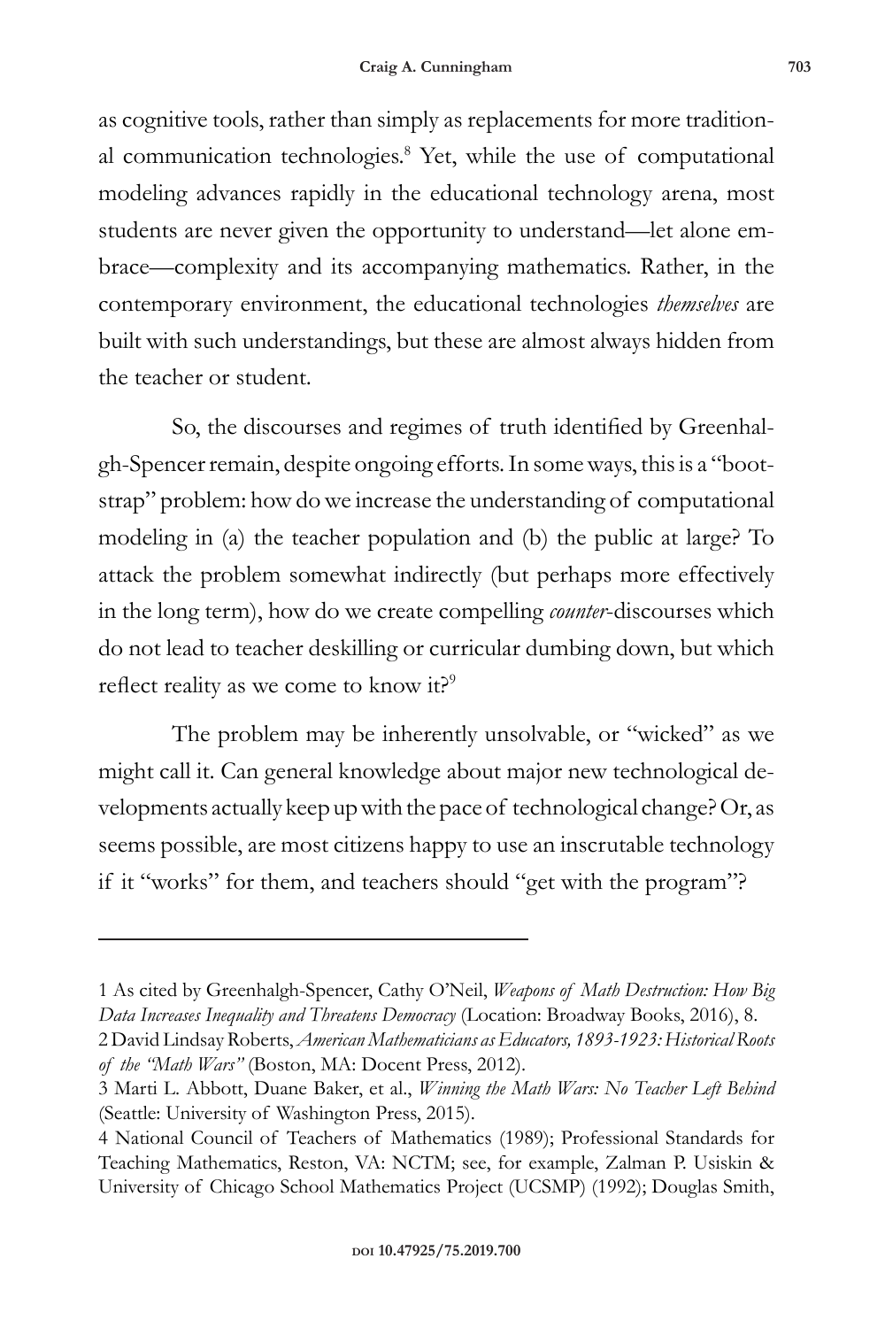as cognitive tools, rather than simply as replacements for more traditional communication technologies.[8] Yet, while the use of computational modeling advances rapidly in the educational technology arena, most students are never given the opportunity to understand—let alone embrace—complexity and its accompanying mathematics. Rather, in the contemporary environment, the educational technologies *themselves* are built with such understandings, but these are almost always hidden from the teacher or student.

So, the discourses and regimes of truth identified by Greenhalgh-Spencer remain, despite ongoing efforts. In some ways, this is a "bootstrap" problem: how do we increase the understanding of computational modeling in (a) the teacher population and (b) the public at large? To attack the problem somewhat indirectly (but perhaps more effectively in the long term), how do we create compelling *counter*-discourses which do not lead to teacher deskilling or curricular dumbing down, but which reflect reality as we come to know it?[9]

The problem may be inherently unsolvable, or "wicked" as we might call it. Can general knowledge about major new technological developments actually keep up with the pace of technological change? Or, as seems possible, are most citizens happy to use an inscrutable technology if it "works" for them, and teachers should "get with the program"?

---

1 As cited by Greenhalgh-Spencer, Cathy O'Neil, *Weapons of Math Destruction: How Big Data Increases Inequality and Threatens Democracy* (Location: Broadway Books, 2016), 8.

2 David Lindsay Roberts, *American Mathematicians as Educators, 1893-1923: Historical Roots of the "Math Wars"* (Boston, MA: Docent Press, 2012).

3 Marti L. Abbott, Duane Baker, et al., *Winning the Math Wars: No Teacher Left Behind* (Seattle: University of Washington Press, 2015).

4 National Council of Teachers of Mathematics (1989); Professional Standards for Teaching Mathematics, Reston, VA: NCTM; see, for example, Zalman P. Usiskin & University of Chicago School Mathematics Project (UCSMP) (1992); Douglas Smith,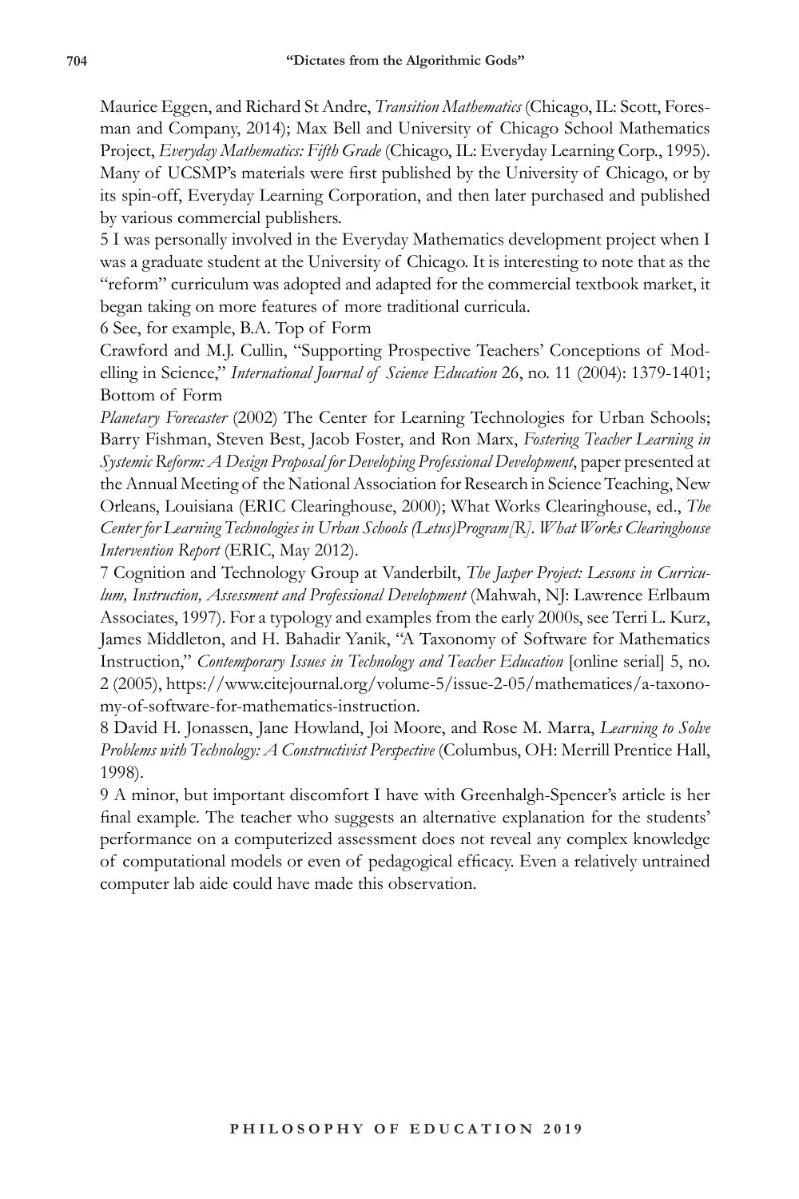Maurice Eggen, and Richard St Andre, *Transition Mathematics* (Chicago, IL: Scott, Foresman and Company, 2014); Max Bell and University of Chicago School Mathematics Project, *Everyday Mathematics: Fifth Grade* (Chicago, IL: Everyday Learning Corp., 1995). Many of UCSMP's materials were first published by the University of Chicago, or by its spin-off, Everyday Learning Corporation, and then later purchased and published by various commercial publishers.

5 I was personally involved in the Everyday Mathematics development project when I was a graduate student at the University of Chicago. It is interesting to note that as the "reform" curriculum was adopted and adapted for the commercial textbook market, it began taking on more features of more traditional curricula.

6 See, for example, B.A. Top of Form

Crawford and M.J. Cullin, "Supporting Prospective Teachers' Conceptions of Modelling in Science," *International Journal of Science Education* 26, no. 11 (2004): 1379-1401; Bottom of Form

*Planetary Forecaster* (2002) The Center for Learning Technologies for Urban Schools; Barry Fishman, Steven Best, Jacob Foster, and Ron Marx, *Fostering Teacher Learning in Systemic Reform: A Design Proposal for Developing Professional Development*, paper presented at the Annual Meeting of the National Association for Research in Science Teaching, New Orleans, Louisiana (ERIC Clearinghouse, 2000); What Works Clearinghouse, ed., *The Center for Learning Technologies in Urban Schools (Letus)Program[R]. What Works Clearinghouse Intervention Report* (ERIC, May 2012).

7 Cognition and Technology Group at Vanderbilt, *The Jasper Project: Lessons in Curriculum, Instruction, Assessment and Professional Development* (Mahwah, NJ: Lawrence Erlbaum Associates, 1997). For a typology and examples from the early 2000s, see Terri L. Kurz, James Middleton, and H. Bahadir Yanik, "A Taxonomy of Software for Mathematics Instruction," *Contemporary Issues in Technology and Teacher Education* [online serial] 5, no. 2 (2005), https://www.citejournal.org/volume-5/issue-2-05/mathematices/a-taxonomy-of-software-for-mathematics-instruction.

8 David H. Jonassen, Jane Howland, Joi Moore, and Rose M. Marra, *Learning to Solve Problems with Technology: A Constructivist Perspective* (Columbus, OH: Merrill Prentice Hall, 1998).

9 A minor, but important discomfort I have with Greenhalgh-Spencer's article is her final example. The teacher who suggests an alternative explanation for the students' performance on a computerized assessment does not reveal any complex knowledge of computational models or even of pedagogical efficacy. Even a relatively untrained computer lab aide could have made this observation.